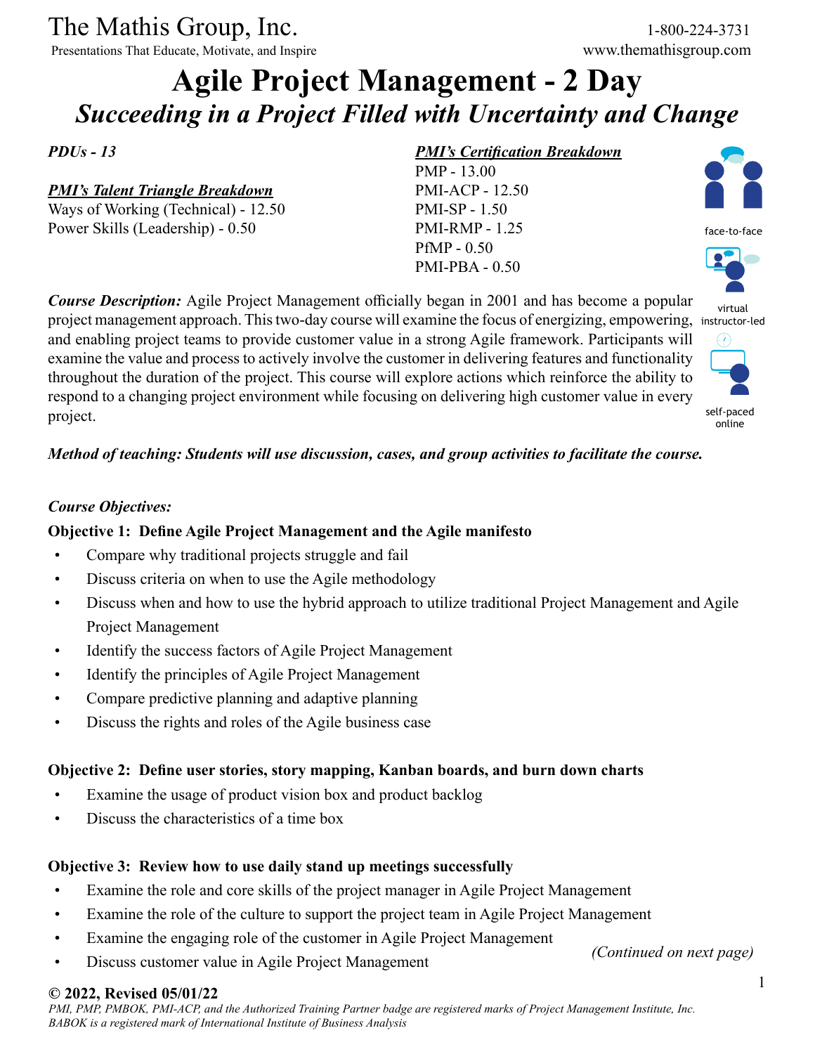The Mathis Group, Inc.
Presentations That Educate, Motivate, and Inspire

1-800-224-3731
www.themathisgroup.com

# Agile Project Management - 2 Day
## *Succeeding in a Project Filled with Uncertainty and Change*

***PDUs - 13***

***PMI's Talent Triangle Breakdown***
Ways of Working (Technical) - 12.50
Power Skills (Leadership) - 0.50

***PMI's Certification Breakdown***
PMP - 13.00
PMI-ACP - 12.50
PMI-SP - 1.50
PMI-RMP - 1.25
PfMP - 0.50
PMI-PBA - 0.50

face-to-face
virtual instructor-led
self-paced online

***Course Description:*** Agile Project Management officially began in 2001 and has become a popular project management approach. This two-day course will examine the focus of energizing, empowering, and enabling project teams to provide customer value in a strong Agile framework. Participants will examine the value and process to actively involve the customer in delivering features and functionality throughout the duration of the project. This course will explore actions which reinforce the ability to respond to a changing project environment while focusing on delivering high customer value in every project.

***Method of teaching: Students will use discussion, cases, and group activities to facilitate the course.***

***Course Objectives:***

**Objective 1: Define Agile Project Management and the Agile manifesto**

- Compare why traditional projects struggle and fail
- Discuss criteria on when to use the Agile methodology
- Discuss when and how to use the hybrid approach to utilize traditional Project Management and Agile Project Management
- Identify the success factors of Agile Project Management
- Identify the principles of Agile Project Management
- Compare predictive planning and adaptive planning
- Discuss the rights and roles of the Agile business case

**Objective 2: Define user stories, story mapping, Kanban boards, and burn down charts**

- Examine the usage of product vision box and product backlog
- Discuss the characteristics of a time box

**Objective 3: Review how to use daily stand up meetings successfully**

- Examine the role and core skills of the project manager in Agile Project Management
- Examine the role of the culture to support the project team in Agile Project Management
- Examine the engaging role of the customer in Agile Project Management
- Discuss customer value in Agile Project Management

*(Continued on next page)*

**© 2022, Revised 05/01/22**
*PMI, PMP, PMBOK, PMI-ACP, and the Authorized Training Partner badge are registered marks of Project Management Institute, Inc. BABOK is a registered mark of International Institute of Business Analysis*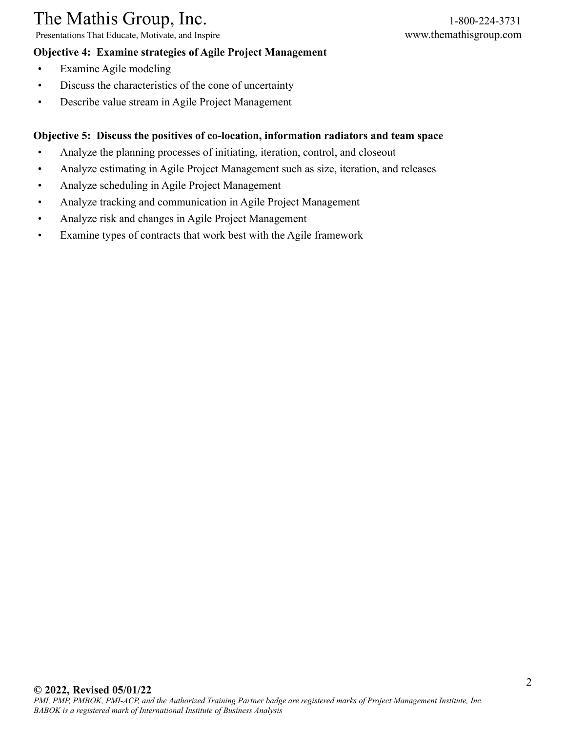**Objective 4: Examine strategies of Agile Project Management**

- Examine Agile modeling
- Discuss the characteristics of the cone of uncertainty
- Describe value stream in Agile Project Management

**Objective 5: Discuss the positives of co-location, information radiators and team space**

- Analyze the planning processes of initiating, iteration, control, and closeout
- Analyze estimating in Agile Project Management such as size, iteration, and releases
- Analyze scheduling in Agile Project Management
- Analyze tracking and communication in Agile Project Management
- Analyze risk and changes in Agile Project Management
- Examine types of contracts that work best with the Agile framework